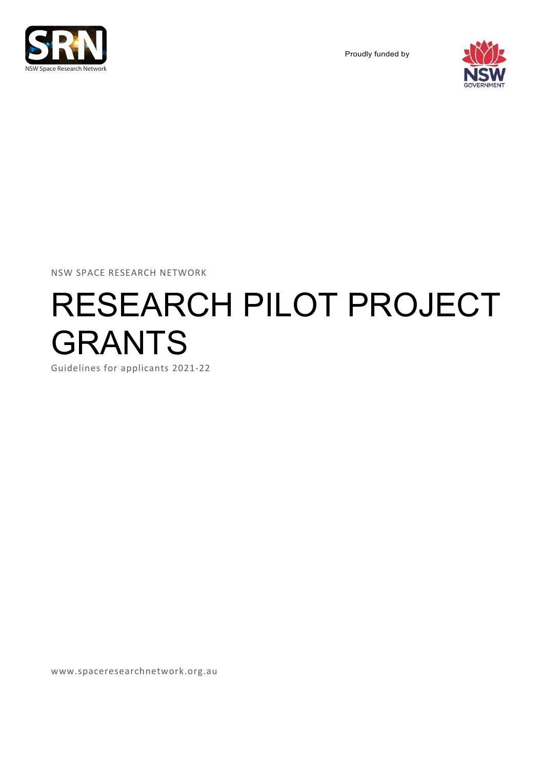NSW Space Research Network

Proudly funded by

NSW SPACE RESEARCH NETWORK

# RESEARCH PILOT PROJECT GRANTS

Guidelines for applicants 2021-22

www.spaceresearchnetwork.org.au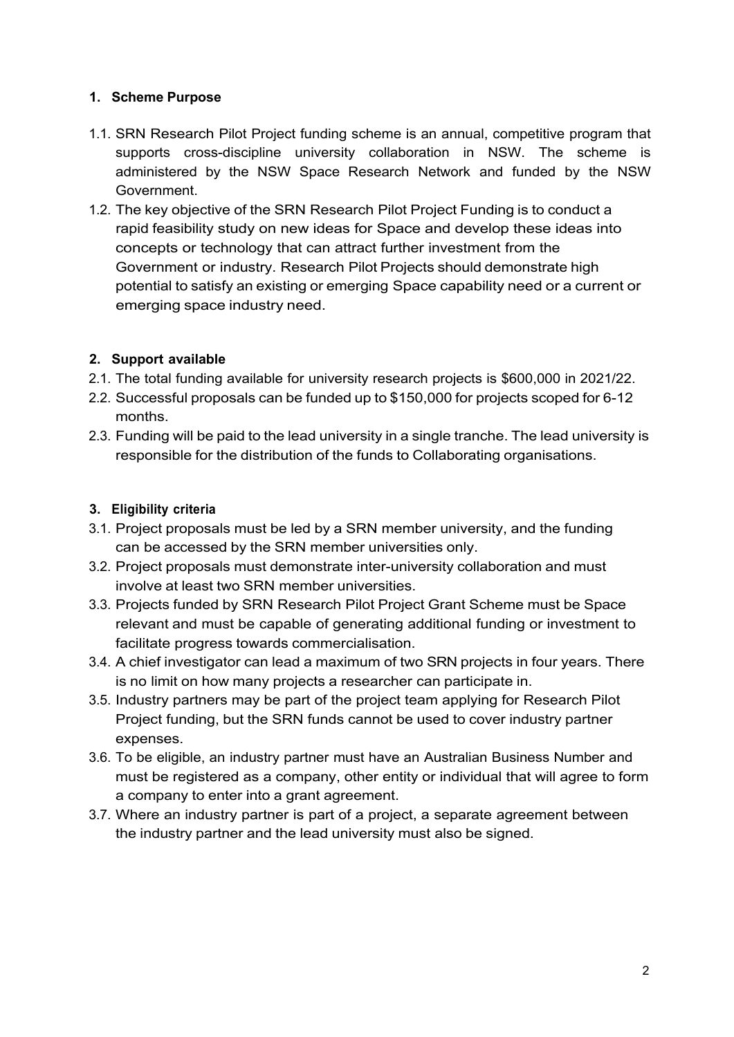## 1. Scheme Purpose

1.1. SRN Research Pilot Project funding scheme is an annual, competitive program that supports cross-discipline university collaboration in NSW. The scheme is administered by the NSW Space Research Network and funded by the NSW Government.

1.2. The key objective of the SRN Research Pilot Project Funding is to conduct a rapid feasibility study on new ideas for Space and develop these ideas into concepts or technology that can attract further investment from the Government or industry. Research Pilot Projects should demonstrate high potential to satisfy an existing or emerging Space capability need or a current or emerging space industry need.

## 2. Support available

2.1. The total funding available for university research projects is $600,000 in 2021/22.

2.2. Successful proposals can be funded up to $150,000 for projects scoped for 6-12 months.

2.3. Funding will be paid to the lead university in a single tranche. The lead university is responsible for the distribution of the funds to Collaborating organisations.

## 3. Eligibility criteria

3.1. Project proposals must be led by a SRN member university, and the funding can be accessed by the SRN member universities only.

3.2. Project proposals must demonstrate inter-university collaboration and must involve at least two SRN member universities.

3.3. Projects funded by SRN Research Pilot Project Grant Scheme must be Space relevant and must be capable of generating additional funding or investment to facilitate progress towards commercialisation.

3.4. A chief investigator can lead a maximum of two SRN projects in four years. There is no limit on how many projects a researcher can participate in.

3.5. Industry partners may be part of the project team applying for Research Pilot Project funding, but the SRN funds cannot be used to cover industry partner expenses.

3.6. To be eligible, an industry partner must have an Australian Business Number and must be registered as a company, other entity or individual that will agree to form a company to enter into a grant agreement.

3.7. Where an industry partner is part of a project, a separate agreement between the industry partner and the lead university must also be signed.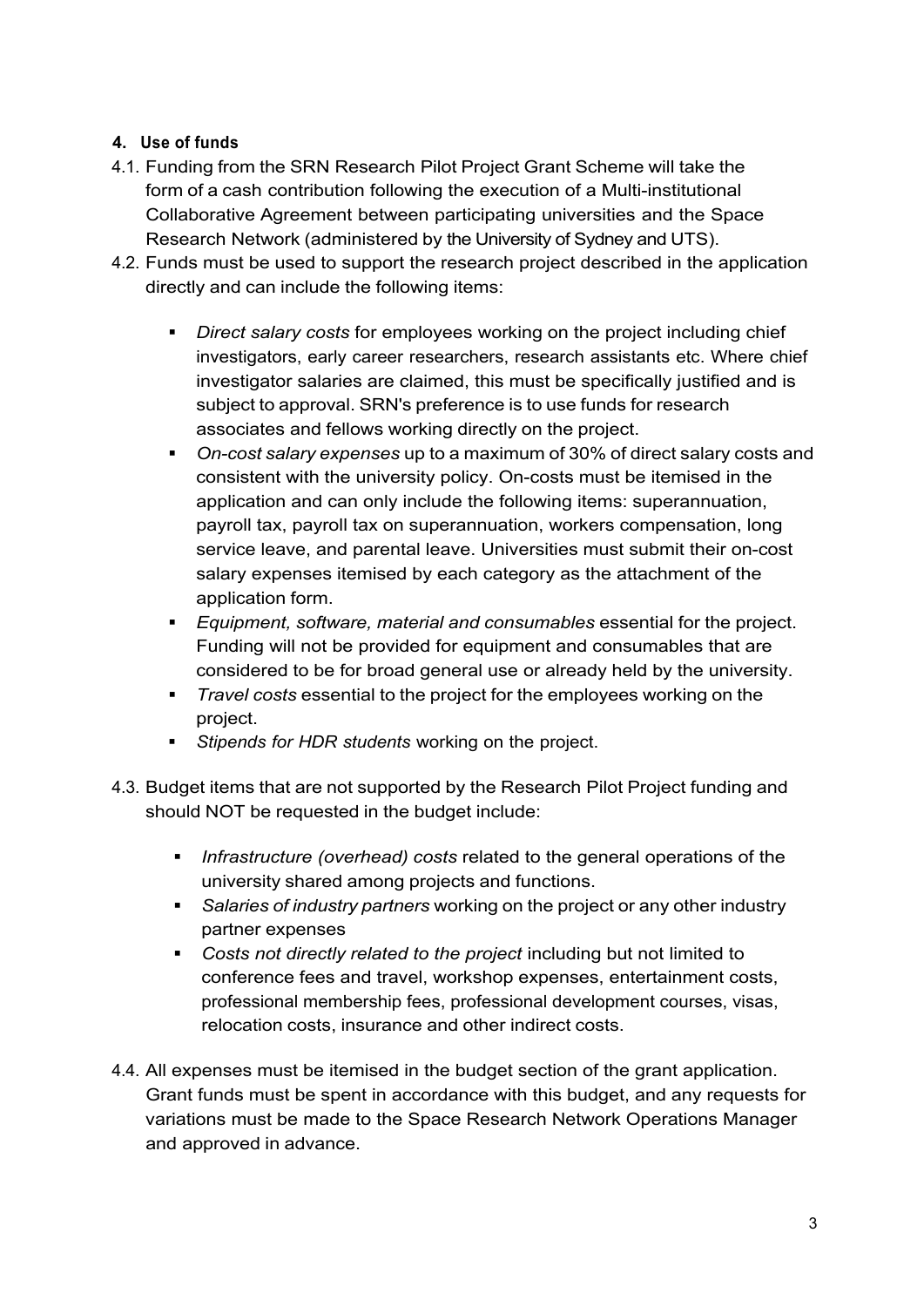## 4. Use of funds

4.1. Funding from the SRN Research Pilot Project Grant Scheme will take the form of a cash contribution following the execution of a Multi-institutional Collaborative Agreement between participating universities and the Space Research Network (administered by the University of Sydney and UTS).

4.2. Funds must be used to support the research project described in the application directly and can include the following items:

- *Direct salary costs* for employees working on the project including chief investigators, early career researchers, research assistants etc. Where chief investigator salaries are claimed, this must be specifically justified and is subject to approval. SRN's preference is to use funds for research associates and fellows working directly on the project.
- *On-cost salary expenses* up to a maximum of 30% of direct salary costs and consistent with the university policy. On-costs must be itemised in the application and can only include the following items: superannuation, payroll tax, payroll tax on superannuation, workers compensation, long service leave, and parental leave. Universities must submit their on-cost salary expenses itemised by each category as the attachment of the application form.
- *Equipment, software, material and consumables* essential for the project. Funding will not be provided for equipment and consumables that are considered to be for broad general use or already held by the university.
- *Travel costs* essential to the project for the employees working on the project.
- *Stipends for HDR students* working on the project.

4.3. Budget items that are not supported by the Research Pilot Project funding and should NOT be requested in the budget include:

- *Infrastructure (overhead) costs* related to the general operations of the university shared among projects and functions.
- *Salaries of industry partners* working on the project or any other industry partner expenses
- *Costs not directly related to the project* including but not limited to conference fees and travel, workshop expenses, entertainment costs, professional membership fees, professional development courses, visas, relocation costs, insurance and other indirect costs.

4.4. All expenses must be itemised in the budget section of the grant application. Grant funds must be spent in accordance with this budget, and any requests for variations must be made to the Space Research Network Operations Manager and approved in advance.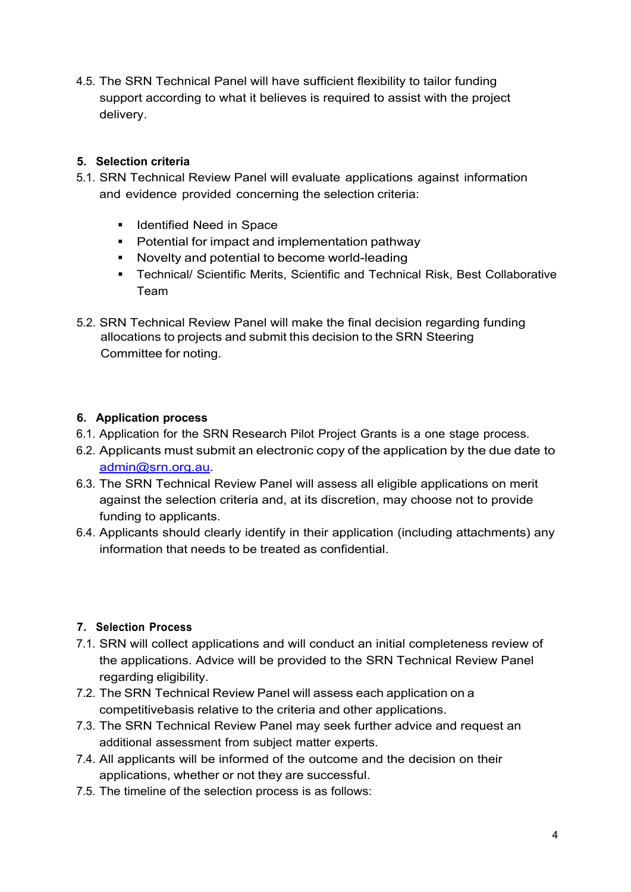4.5. The SRN Technical Panel will have sufficient flexibility to tailor funding support according to what it believes is required to assist with the project delivery.

## 5. Selection criteria

5.1. SRN Technical Review Panel will evaluate applications against information and evidence provided concerning the selection criteria:

- Identified Need in Space
- Potential for impact and implementation pathway
- Novelty and potential to become world-leading
- Technical/ Scientific Merits, Scientific and Technical Risk, Best Collaborative Team

5.2. SRN Technical Review Panel will make the final decision regarding funding allocations to projects and submit this decision to the SRN Steering Committee for noting.

## 6. Application process

6.1. Application for the SRN Research Pilot Project Grants is a one stage process.
6.2. Applicants must submit an electronic copy of the application by the due date to admin@srn.org.au.
6.3. The SRN Technical Review Panel will assess all eligible applications on merit against the selection criteria and, at its discretion, may choose not to provide funding to applicants.
6.4. Applicants should clearly identify in their application (including attachments) any information that needs to be treated as confidential.

## 7. Selection Process

7.1. SRN will collect applications and will conduct an initial completeness review of the applications. Advice will be provided to the SRN Technical Review Panel regarding eligibility.
7.2. The SRN Technical Review Panel will assess each application on a competitivebasis relative to the criteria and other applications.
7.3. The SRN Technical Review Panel may seek further advice and request an additional assessment from subject matter experts.
7.4. All applicants will be informed of the outcome and the decision on their applications, whether or not they are successful.
7.5. The timeline of the selection process is as follows: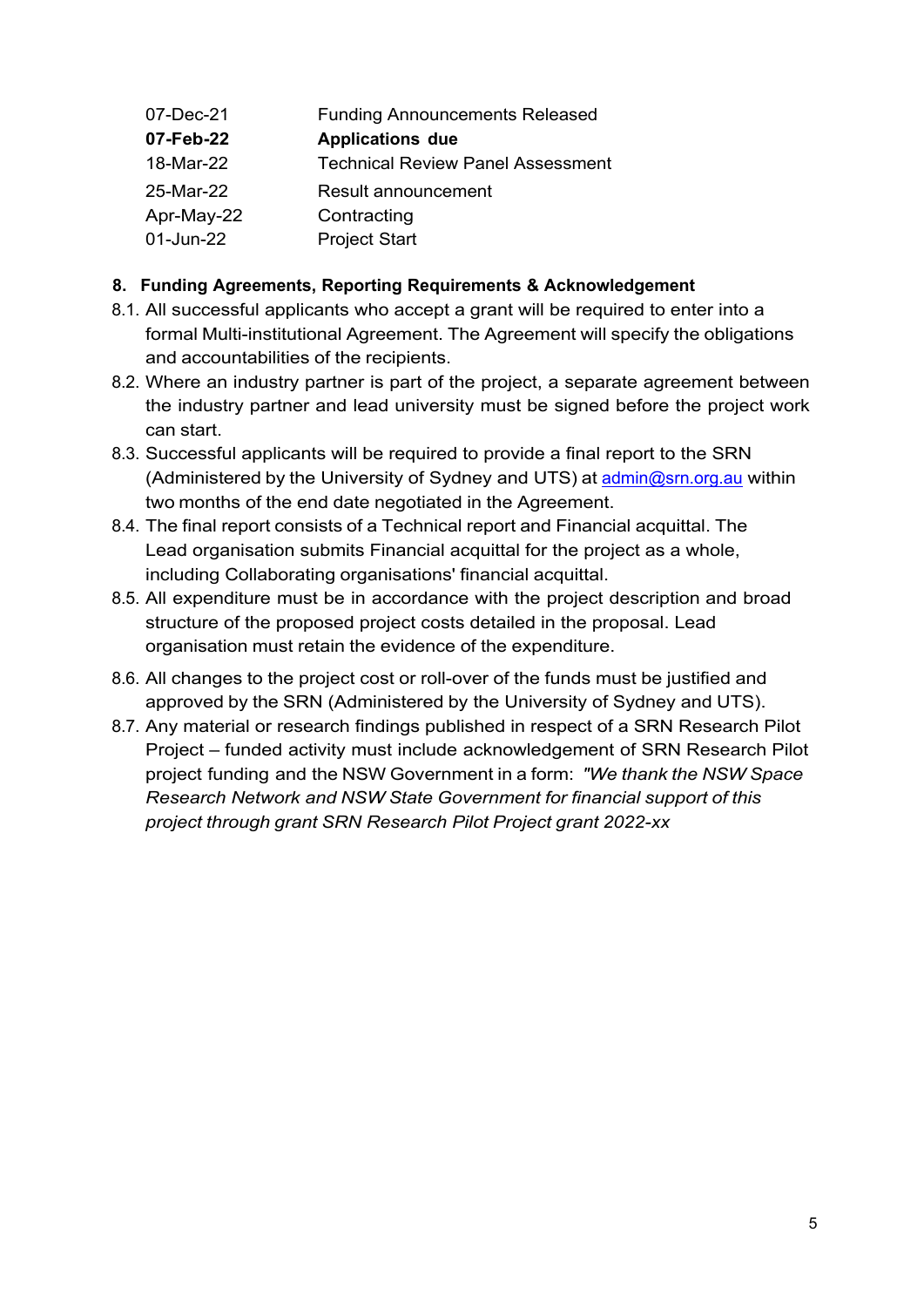| | |
|---|---|
| 07-Dec-21 | Funding Announcements Released |
| **07-Feb-22** | **Applications due** |
| 18-Mar-22 | Technical Review Panel Assessment |
| 25-Mar-22 | Result announcement |
| Apr-May-22 | Contracting |
| 01-Jun-22 | Project Start |

## 8. Funding Agreements, Reporting Requirements & Acknowledgement

8.1. All successful applicants who accept a grant will be required to enter into a formal Multi-institutional Agreement. The Agreement will specify the obligations and accountabilities of the recipients.

8.2. Where an industry partner is part of the project, a separate agreement between the industry partner and lead university must be signed before the project work can start.

8.3. Successful applicants will be required to provide a final report to the SRN (Administered by the University of Sydney and UTS) at admin@srn.org.au within two months of the end date negotiated in the Agreement.

8.4. The final report consists of a Technical report and Financial acquittal. The Lead organisation submits Financial acquittal for the project as a whole, including Collaborating organisations' financial acquittal.

8.5. All expenditure must be in accordance with the project description and broad structure of the proposed project costs detailed in the proposal. Lead organisation must retain the evidence of the expenditure.

8.6. All changes to the project cost or roll-over of the funds must be justified and approved by the SRN (Administered by the University of Sydney and UTS).

8.7. Any material or research findings published in respect of a SRN Research Pilot Project – funded activity must include acknowledgement of SRN Research Pilot project funding and the NSW Government in a form: *"We thank the NSW Space Research Network and NSW State Government for financial support of this project through grant SRN Research Pilot Project grant 2022-xx*